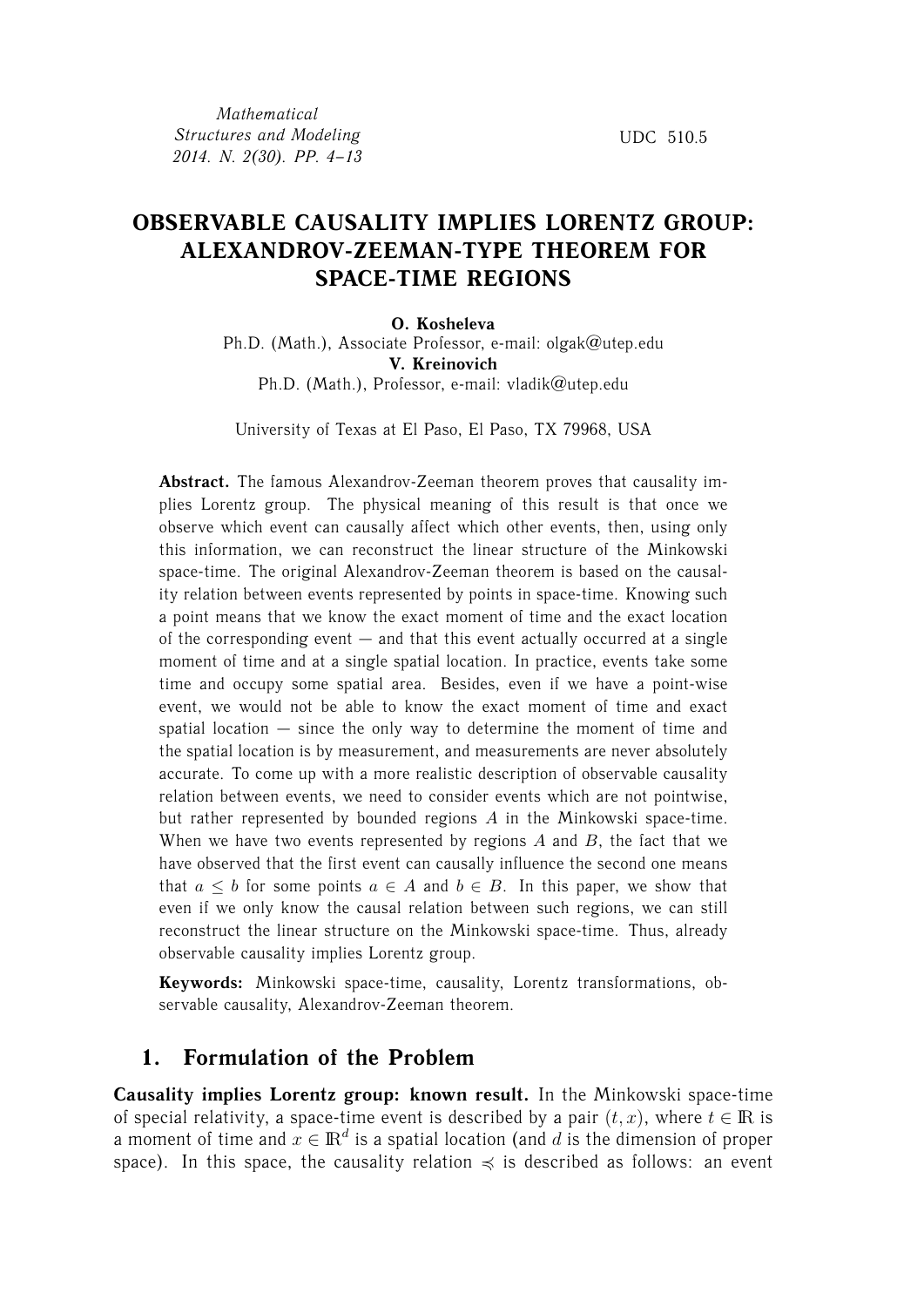Mathematical Structures and Modeling 2014. N. 2(30). PP. 4–13

UDC 510.5

# OBSERVABLE CAUSALITY IMPLIES LORENTZ GROUP: ALEXANDROV-ZEEMAN-TYPE THEOREM FOR SPACE-TIME REGIONS

**O. Kosheleva**
Ph.D. (Math.), Associate Professor, e-mail: olgak@utep.edu
**V. Kreinovich**
Ph.D. (Math.), Professor, e-mail: vladik@utep.edu

University of Texas at El Paso, El Paso, TX 79968, USA

**Abstract.** The famous Alexandrov-Zeeman theorem proves that causality implies Lorentz group. The physical meaning of this result is that once we observe which event can causally affect which other events, then, using only this information, we can reconstruct the linear structure of the Minkowski space-time. The original Alexandrov-Zeeman theorem is based on the causality relation between events represented by points in space-time. Knowing such a point means that we know the exact moment of time and the exact location of the corresponding event — and that this event actually occurred at a single moment of time and at a single spatial location. In practice, events take some time and occupy some spatial area. Besides, even if we have a point-wise event, we would not be able to know the exact moment of time and exact spatial location — since the only way to determine the moment of time and the spatial location is by measurement, and measurements are never absolutely accurate. To come up with a more realistic description of observable causality relation between events, we need to consider events which are not pointwise, but rather represented by bounded regions $A$ in the Minkowski space-time. When we have two events represented by regions $A$ and $B$, the fact that we have observed that the first event can causally influence the second one means that $a \leq b$ for some points $a \in A$ and $b \in B$. In this paper, we show that even if we only know the causal relation between such regions, we can still reconstruct the linear structure on the Minkowski space-time. Thus, already observable causality implies Lorentz group.

**Keywords:** Minkowski space-time, causality, Lorentz transformations, observable causality, Alexandrov-Zeeman theorem.

## 1. Formulation of the Problem

**Causality implies Lorentz group: known result.** In the Minkowski space-time of special relativity, a space-time event is described by a pair $(t, x)$, where $t \in \mathbb{R}$ is a moment of time and $x \in \mathbb{R}^d$ is a spatial location (and $d$ is the dimension of proper space). In this space, the causality relation $\preccurlyeq$ is described as follows: an event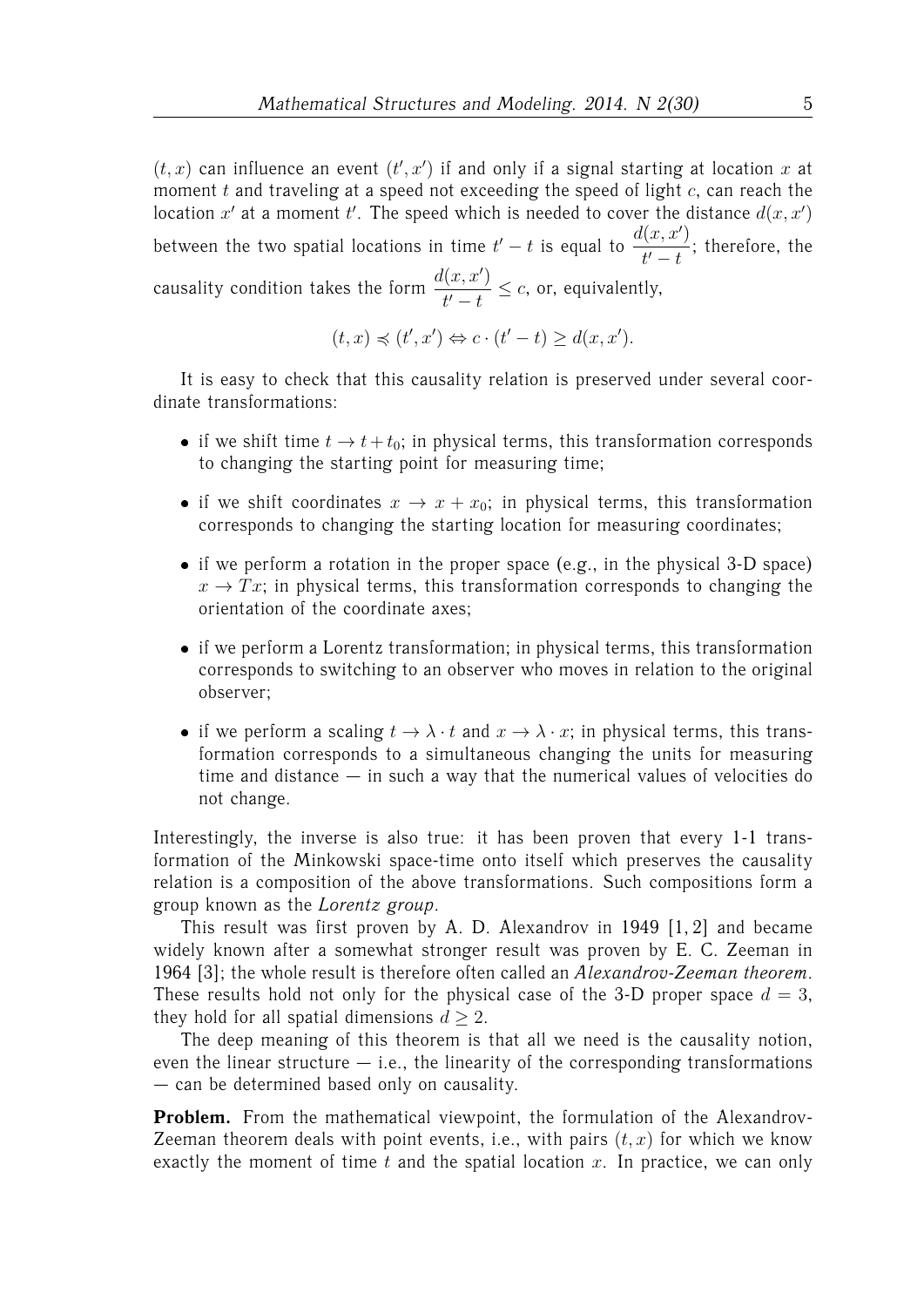$(t,x)$ can influence an event $(t',x')$ if and only if a signal starting at location $x$ at moment $t$ and traveling at a speed not exceeding the speed of light $c$, can reach the location $x'$ at a moment $t'$. The speed which is needed to cover the distance $d(x,x')$ between the two spatial locations in time $t'-t$ is equal to $\dfrac{d(x,x')}{t'-t}$; therefore, the causality condition takes the form $\dfrac{d(x,x')}{t'-t} \le c$, or, equivalently,

$$(t,x) \preccurlyeq (t',x') \Leftrightarrow c \cdot (t'-t) \ge d(x,x').$$

It is easy to check that this causality relation is preserved under several coordinate transformations:

- if we shift time $t \to t + t_0$; in physical terms, this transformation corresponds to changing the starting point for measuring time;
- if we shift coordinates $x \to x + x_0$; in physical terms, this transformation corresponds to changing the starting location for measuring coordinates;
- if we perform a rotation in the proper space (e.g., in the physical 3-D space) $x \to Tx$; in physical terms, this transformation corresponds to changing the orientation of the coordinate axes;
- if we perform a Lorentz transformation; in physical terms, this transformation corresponds to switching to an observer who moves in relation to the original observer;
- if we perform a scaling $t \to \lambda \cdot t$ and $x \to \lambda \cdot x$; in physical terms, this transformation corresponds to a simultaneous changing the units for measuring time and distance — in such a way that the numerical values of velocities do not change.

Interestingly, the inverse is also true: it has been proven that every 1-1 transformation of the Minkowski space-time onto itself which preserves the causality relation is a composition of the above transformations. Such compositions form a group known as the *Lorentz group*.

This result was first proven by A. D. Alexandrov in 1949 [1, 2] and became widely known after a somewhat stronger result was proven by E. C. Zeeman in 1964 [3]; the whole result is therefore often called an *Alexandrov-Zeeman theorem*. These results hold not only for the physical case of the 3-D proper space $d = 3$, they hold for all spatial dimensions $d \ge 2$.

The deep meaning of this theorem is that all we need is the causality notion, even the linear structure — i.e., the linearity of the corresponding transformations — can be determined based only on causality.

**Problem.** From the mathematical viewpoint, the formulation of the Alexandrov-Zeeman theorem deals with point events, i.e., with pairs $(t,x)$ for which we know exactly the moment of time $t$ and the spatial location $x$. In practice, we can only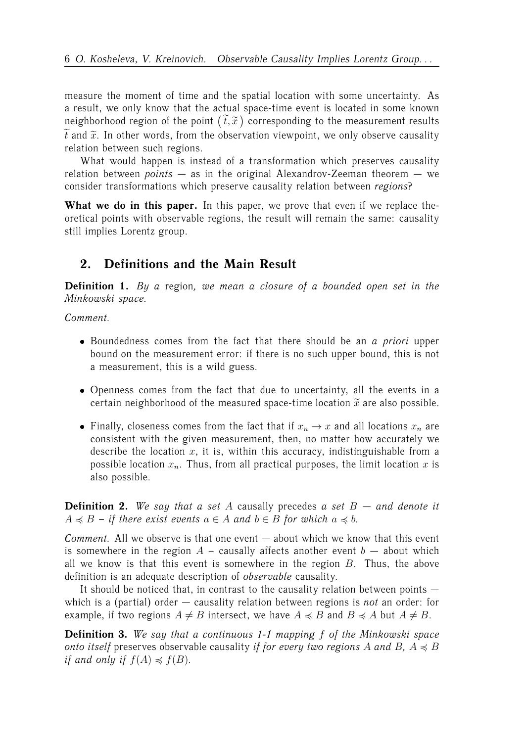measure the moment of time and the spatial location with some uncertainty. As a result, we only know that the actual space-time event is located in some known neighborhood region of the point $(\widetilde{t}, \widetilde{x})$ corresponding to the measurement results $\widetilde{t}$ and $\widetilde{x}$. In other words, from the observation viewpoint, we only observe causality relation between such regions.

What would happen is instead of a transformation which preserves causality relation between *points* — as in the original Alexandrov-Zeeman theorem — we consider transformations which preserve causality relation between *regions*?

**What we do in this paper.** In this paper, we prove that even if we replace theoretical points with observable regions, the result will remain the same: causality still implies Lorentz group.

## 2. Definitions and the Main Result

**Definition 1.** *By a* region*, we mean a closure of a bounded open set in the Minkowski space.*

*Comment.*

- Boundedness comes from the fact that there should be an *a priori* upper bound on the measurement error: if there is no such upper bound, this is not a measurement, this is a wild guess.
- Openness comes from the fact that due to uncertainty, all the events in a certain neighborhood of the measured space-time location $\widetilde{x}$ are also possible.
- Finally, closeness comes from the fact that if $x_n \to x$ and all locations $x_n$ are consistent with the given measurement, then, no matter how accurately we describe the location $x$, it is, within this accuracy, indistinguishable from a possible location $x_n$. Thus, from all practical purposes, the limit location $x$ is also possible.

**Definition 2.** *We say that a set $A$* causally precedes *a set $B$ — and denote it $A \preccurlyeq B$ – if there exist events $a \in A$ and $b \in B$ for which $a \preccurlyeq b$.*

*Comment.* All we observe is that one event — about which we know that this event is somewhere in the region $A$ – causally affects another event $b$ — about which all we know is that this event is somewhere in the region $B$. Thus, the above definition is an adequate description of *observable* causality.

It should be noticed that, in contrast to the causality relation between points — which is a (partial) order — causality relation between regions is *not* an order: for example, if two regions $A \neq B$ intersect, we have $A \preccurlyeq B$ and $B \preccurlyeq A$ but $A \neq B$.

**Definition 3.** *We say that a continuous 1-1 mapping $f$ of the Minkowski space onto itself* preserves observable causality *if for every two regions $A$ and $B$, $A \preccurlyeq B$ if and only if $f(A) \preccurlyeq f(B)$.*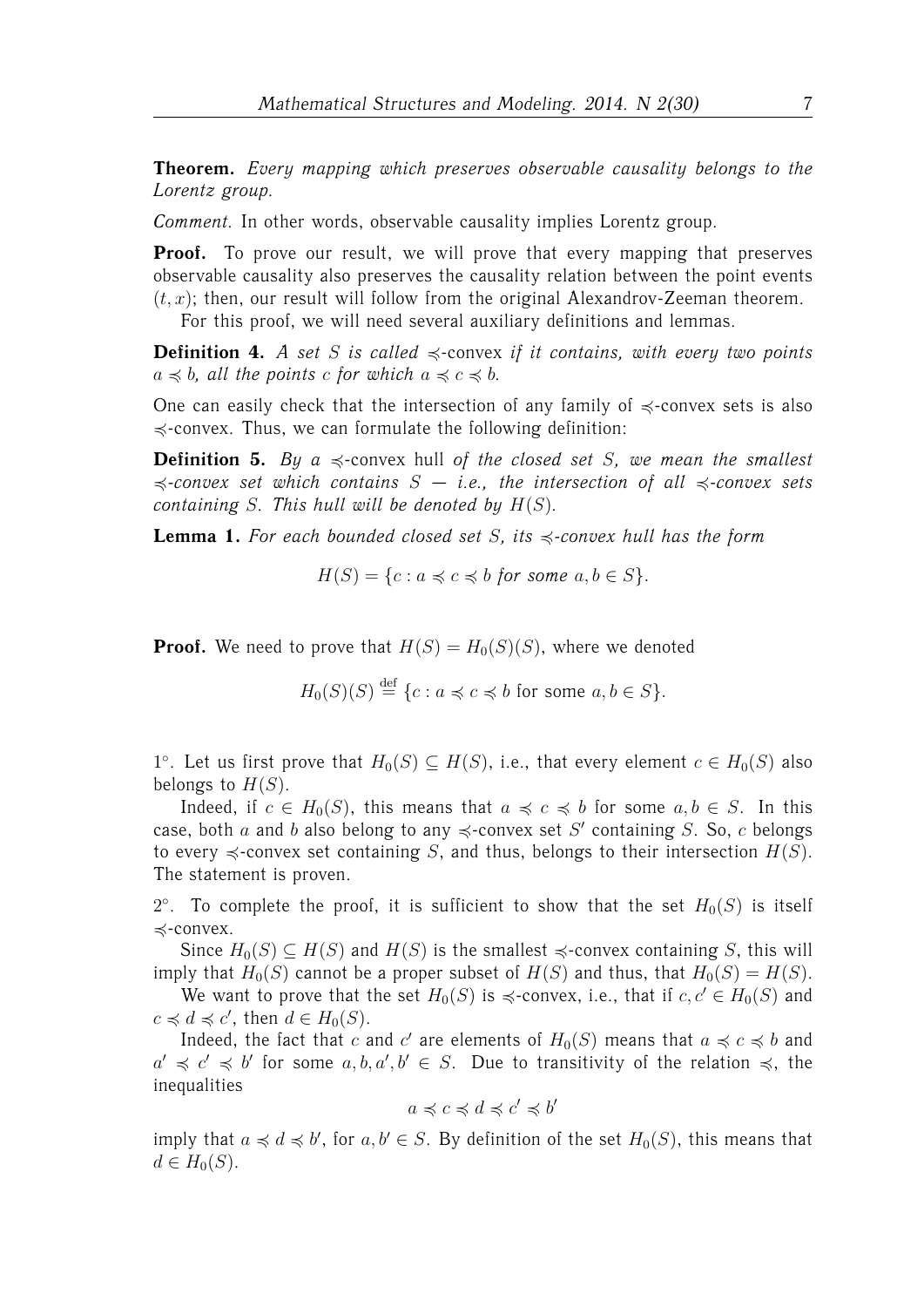**Theorem.** *Every mapping which preserves observable causality belongs to the Lorentz group.*

*Comment.* In other words, observable causality implies Lorentz group.

**Proof.** To prove our result, we will prove that every mapping that preserves observable causality also preserves the causality relation between the point events $(t, x)$; then, our result will follow from the original Alexandrov-Zeeman theorem.

For this proof, we will need several auxiliary definitions and lemmas.

**Definition 4.** *A set $S$ is called* $\preccurlyeq$-convex *if it contains, with every two points $a \preccurlyeq b$, all the points $c$ for which $a \preccurlyeq c \preccurlyeq b$.*

One can easily check that the intersection of any family of $\preccurlyeq$-convex sets is also $\preccurlyeq$-convex. Thus, we can formulate the following definition:

**Definition 5.** *By a* $\preccurlyeq$-convex hull *of the closed set $S$, we mean the smallest $\preccurlyeq$-convex set which contains $S$ — i.e., the intersection of all $\preccurlyeq$-convex sets containing $S$. This hull will be denoted by $H(S)$.*

**Lemma 1.** *For each bounded closed set $S$, its $\preccurlyeq$-convex hull has the form*

$$H(S) = \{c : a \preccurlyeq c \preccurlyeq b \text{ for some } a, b \in S\}.$$

**Proof.** We need to prove that $H(S) = H_0(S)(S)$, where we denoted

$$H_0(S)(S) \stackrel{\text{def}}{=} \{c : a \preccurlyeq c \preccurlyeq b \text{ for some } a, b \in S\}.$$

1°. Let us first prove that $H_0(S) \subseteq H(S)$, i.e., that every element $c \in H_0(S)$ also belongs to $H(S)$.

Indeed, if $c \in H_0(S)$, this means that $a \preccurlyeq c \preccurlyeq b$ for some $a, b \in S$. In this case, both $a$ and $b$ also belong to any $\preccurlyeq$-convex set $S'$ containing $S$. So, $c$ belongs to every $\preccurlyeq$-convex set containing $S$, and thus, belongs to their intersection $H(S)$. The statement is proven.

2°. To complete the proof, it is sufficient to show that the set $H_0(S)$ is itself $\preccurlyeq$-convex.

Since $H_0(S) \subseteq H(S)$ and $H(S)$ is the smallest $\preccurlyeq$-convex containing $S$, this will imply that $H_0(S)$ cannot be a proper subset of $H(S)$ and thus, that $H_0(S) = H(S)$.

We want to prove that the set $H_0(S)$ is $\preccurlyeq$-convex, i.e., that if $c, c' \in H_0(S)$ and $c \preccurlyeq d \preccurlyeq c'$, then $d \in H_0(S)$.

Indeed, the fact that $c$ and $c'$ are elements of $H_0(S)$ means that $a \preccurlyeq c \preccurlyeq b$ and $a' \preccurlyeq c' \preccurlyeq b'$ for some $a, b, a', b' \in S$. Due to transitivity of the relation $\preccurlyeq$, the inequalities

$$a \preccurlyeq c \preccurlyeq d \preccurlyeq c' \preccurlyeq b'$$

imply that $a \preccurlyeq d \preccurlyeq b'$, for $a, b' \in S$. By definition of the set $H_0(S)$, this means that $d \in H_0(S)$.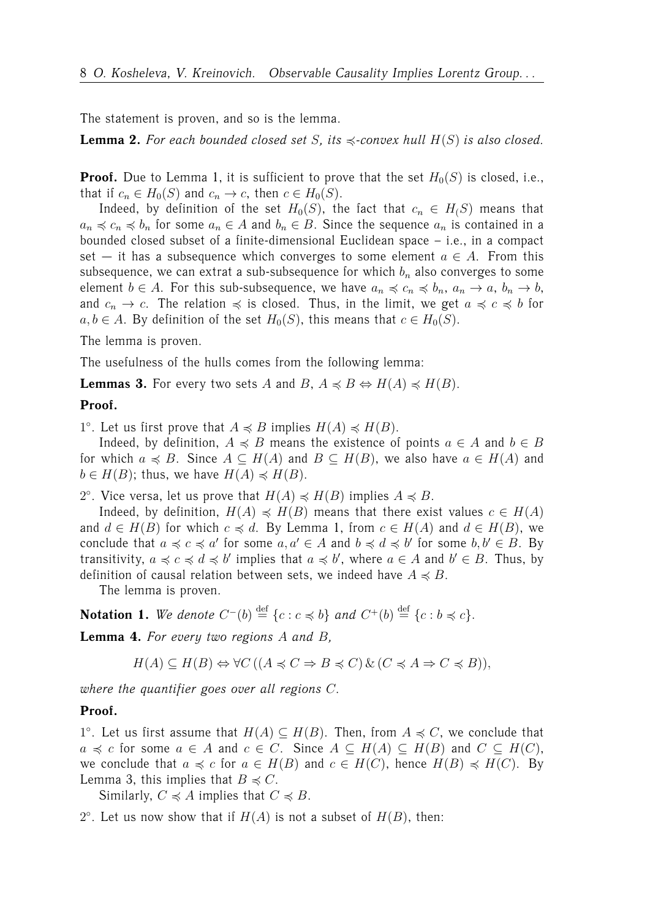The statement is proven, and so is the lemma.

**Lemma 2.** *For each bounded closed set $S$, its $\preccurlyeq$-convex hull $H(S)$ is also closed.*

**Proof.** Due to Lemma 1, it is sufficient to prove that the set $H_0(S)$ is closed, i.e., that if $c_n \in H_0(S)$ and $c_n \to c$, then $c \in H_0(S)$.

Indeed, by definition of the set $H_0(S)$, the fact that $c_n \in H_(S)$ means that $a_n \preccurlyeq c_n \preccurlyeq b_n$ for some $a_n \in A$ and $b_n \in B$. Since the sequence $a_n$ is contained in a bounded closed subset of a finite-dimensional Euclidean space – i.e., in a compact set — it has a subsequence which converges to some element $a \in A$. From this subsequence, we can extrat a sub-subsequence for which $b_n$ also converges to some element $b \in A$. For this sub-subsequence, we have $a_n \preccurlyeq c_n \preccurlyeq b_n$, $a_n \to a$, $b_n \to b$, and $c_n \to c$. The relation $\preccurlyeq$ is closed. Thus, in the limit, we get $a \preccurlyeq c \preccurlyeq b$ for $a, b \in A$. By definition of the set $H_0(S)$, this means that $c \in H_0(S)$.

The lemma is proven.

The usefulness of the hulls comes from the following lemma:

**Lemmas 3.** For every two sets $A$ and $B$, $A \preccurlyeq B \Leftrightarrow H(A) \preccurlyeq H(B)$.

**Proof.**

1°. Let us first prove that $A \preccurlyeq B$ implies $H(A) \preccurlyeq H(B)$.

Indeed, by definition, $A \preccurlyeq B$ means the existence of points $a \in A$ and $b \in B$ for which $a \preccurlyeq B$. Since $A \subseteq H(A)$ and $B \subseteq H(B)$, we also have $a \in H(A)$ and $b \in H(B)$; thus, we have $H(A) \preccurlyeq H(B)$.

2°. Vice versa, let us prove that $H(A) \preccurlyeq H(B)$ implies $A \preccurlyeq B$.

Indeed, by definition, $H(A) \preccurlyeq H(B)$ means that there exist values $c \in H(A)$ and $d \in H(B)$ for which $c \preccurlyeq d$. By Lemma 1, from $c \in H(A)$ and $d \in H(B)$, we conclude that $a \preccurlyeq c \preccurlyeq a'$ for some $a, a' \in A$ and $b \preccurlyeq d \preccurlyeq b'$ for some $b, b' \in B$. By transitivity, $a \preccurlyeq c \preccurlyeq d \preccurlyeq b'$ implies that $a \preccurlyeq b'$, where $a \in A$ and $b' \in B$. Thus, by definition of causal relation between sets, we indeed have $A \preccurlyeq B$.

The lemma is proven.

**Notation 1.** *We denote $C^-(b) \stackrel{\text{def}}{=} \{c : c \preccurlyeq b\}$ and $C^+(b) \stackrel{\text{def}}{=} \{c : b \preccurlyeq c\}$.*

**Lemma 4.** *For every two regions $A$ and $B$,*

$$H(A) \subseteq H(B) \Leftrightarrow \forall C\, ((A \preccurlyeq C \Rightarrow B \preccurlyeq C)\,\&\,(C \preccurlyeq A \Rightarrow C \preccurlyeq B)),$$

*where the quantifier goes over all regions $C$.*

**Proof.**

1°. Let us first assume that $H(A) \subseteq H(B)$. Then, from $A \preccurlyeq C$, we conclude that $a \preccurlyeq c$ for some $a \in A$ and $c \in C$. Since $A \subseteq H(A) \subseteq H(B)$ and $C \subseteq H(C)$, we conclude that $a \preccurlyeq c$ for $a \in H(B)$ and $c \in H(C)$, hence $H(B) \preccurlyeq H(C)$. By Lemma 3, this implies that $B \preccurlyeq C$.

Similarly, $C \preccurlyeq A$ implies that $C \preccurlyeq B$.

2°. Let us now show that if $H(A)$ is not a subset of $H(B)$, then: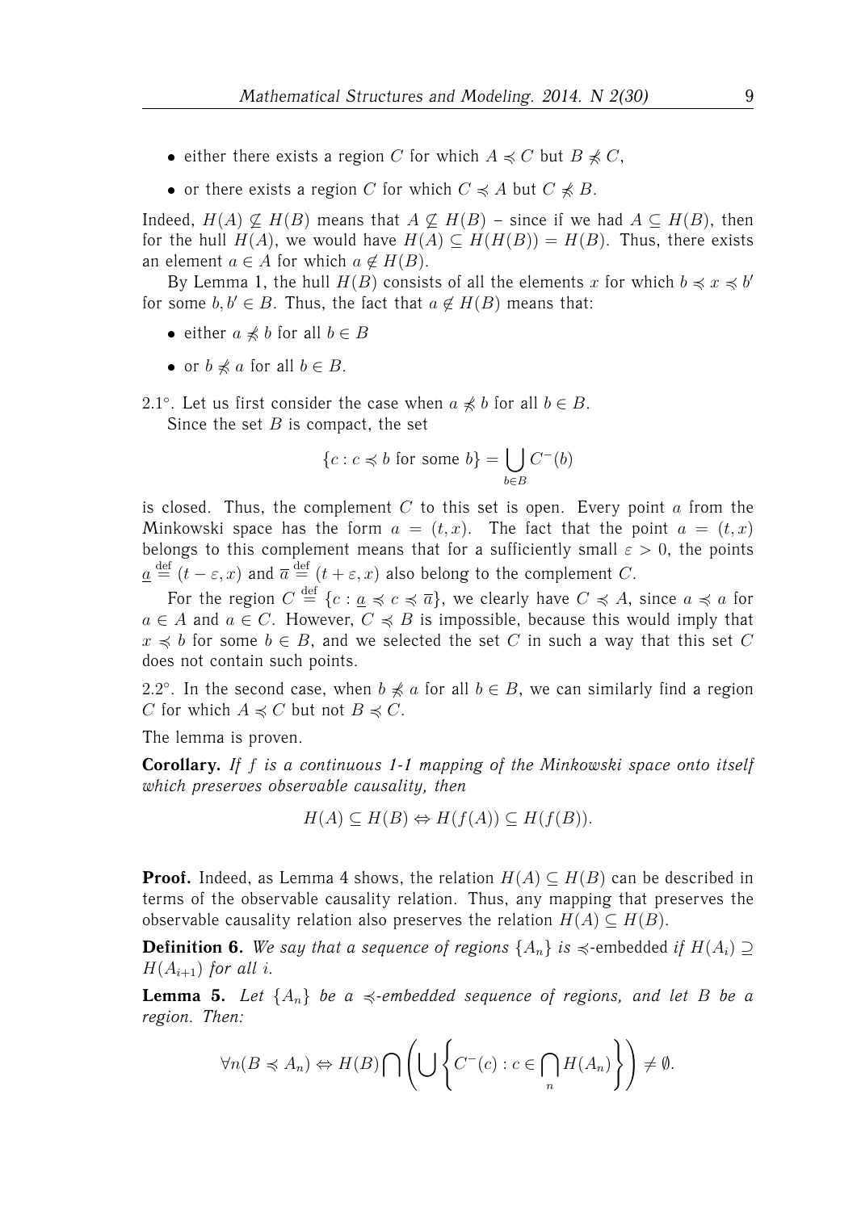- either there exists a region $C$ for which $A \preccurlyeq C$ but $B \not\preccurlyeq C$,
- or there exists a region $C$ for which $C \preccurlyeq A$ but $C \not\preccurlyeq B$.

Indeed, $H(A) \not\subseteq H(B)$ means that $A \not\subseteq H(B)$ – since if we had $A \subseteq H(B)$, then for the hull $H(A)$, we would have $H(A) \subseteq H(H(B)) = H(B)$. Thus, there exists an element $a \in A$ for which $a \notin H(B)$.

By Lemma 1, the hull $H(B)$ consists of all the elements $x$ for which $b \preccurlyeq x \preccurlyeq b'$ for some $b, b' \in B$. Thus, the fact that $a \notin H(B)$ means that:

- either $a \not\preccurlyeq b$ for all $b \in B$
- or $b \not\preccurlyeq a$ for all $b \in B$.

2.1°. Let us first consider the case when $a \not\preccurlyeq b$ for all $b \in B$.

Since the set $B$ is compact, the set

$$\{c : c \preccurlyeq b \text{ for some } b\} = \bigcup_{b \in B} C^{-}(b)$$

is closed. Thus, the complement $C$ to this set is open. Every point $a$ from the Minkowski space has the form $a = (t, x)$. The fact that the point $a = (t, x)$ belongs to this complement means that for a sufficiently small $\varepsilon > 0$, the points $\underline{a} \stackrel{\text{def}}{=} (t - \varepsilon, x)$ and $\overline{a} \stackrel{\text{def}}{=} (t + \varepsilon, x)$ also belong to the complement $C$.

For the region $C \stackrel{\text{def}}{=} \{c : \underline{a} \preccurlyeq c \preccurlyeq \overline{a}\}$, we clearly have $C \preccurlyeq A$, since $a \preccurlyeq a$ for $a \in A$ and $a \in C$. However, $C \preccurlyeq B$ is impossible, because this would imply that $x \preccurlyeq b$ for some $b \in B$, and we selected the set $C$ in such a way that this set $C$ does not contain such points.

2.2°. In the second case, when $b \not\preccurlyeq a$ for all $b \in B$, we can similarly find a region $C$ for which $A \preccurlyeq C$ but not $B \preccurlyeq C$.

The lemma is proven.

**Corollary.** *If $f$ is a continuous 1-1 mapping of the Minkowski space onto itself which preserves observable causality, then*

$$H(A) \subseteq H(B) \Leftrightarrow H(f(A)) \subseteq H(f(B)).$$

**Proof.** Indeed, as Lemma 4 shows, the relation $H(A) \subseteq H(B)$ can be described in terms of the observable causality relation. Thus, any mapping that preserves the observable causality relation also preserves the relation $H(A) \subseteq H(B)$.

**Definition 6.** *We say that a sequence of regions $\{A_n\}$ is $\preccurlyeq$-embedded if $H(A_i) \supseteq H(A_{i+1})$ for all $i$.*

**Lemma 5.** *Let $\{A_n\}$ be a $\preccurlyeq$-embedded sequence of regions, and let $B$ be a region. Then:*

$$\forall n (B \preccurlyeq A_n) \Leftrightarrow H(B) \bigcap \left( \bigcup \left\{ C^{-}(c) : c \in \bigcap_n H(A_n) \right\} \right) \neq \emptyset.$$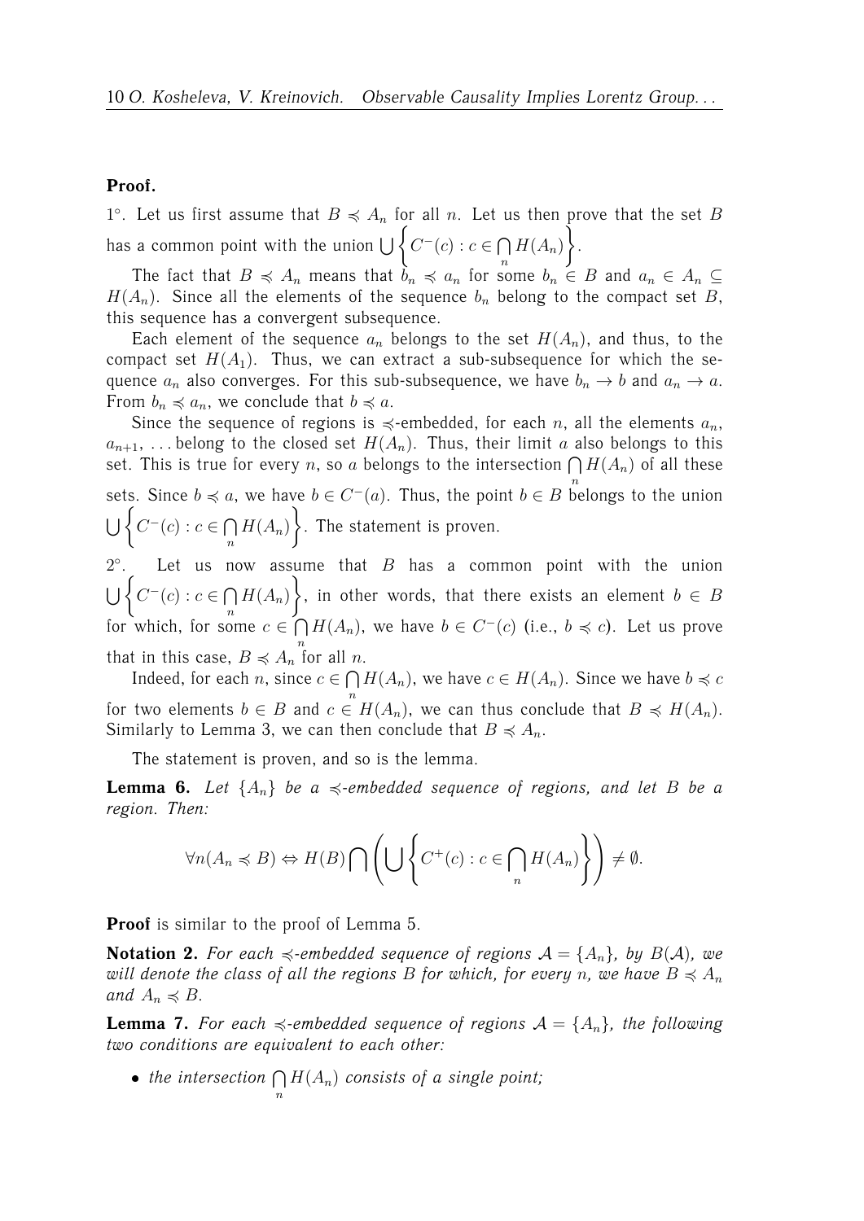**Proof.**

1°. Let us first assume that $B \preccurlyeq A_n$ for all $n$. Let us then prove that the set $B$ has a common point with the union $\bigcup \left\{ C^-(c) : c \in \bigcap\limits_n H(A_n) \right\}$.

The fact that $B \preccurlyeq A_n$ means that $b_n \preccurlyeq a_n$ for some $b_n \in B$ and $a_n \in A_n \subseteq H(A_n)$. Since all the elements of the sequence $b_n$ belong to the compact set $B$, this sequence has a convergent subsequence.

Each element of the sequence $a_n$ belongs to the set $H(A_n)$, and thus, to the compact set $H(A_1)$. Thus, we can extract a sub-subsequence for which the sequence $a_n$ also converges. For this sub-subsequence, we have $b_n \to b$ and $a_n \to a$. From $b_n \preccurlyeq a_n$, we conclude that $b \preccurlyeq a$.

Since the sequence of regions is $\preccurlyeq$-embedded, for each $n$, all the elements $a_n$, $a_{n+1}$, ... belong to the closed set $H(A_n)$. Thus, their limit $a$ also belongs to this set. This is true for every $n$, so $a$ belongs to the intersection $\bigcap\limits_n H(A_n)$ of all these sets. Since $b \preccurlyeq a$, we have $b \in C^-(a)$. Thus, the point $b \in B$ belongs to the union $\bigcup \left\{ C^-(c) : c \in \bigcap\limits_n H(A_n) \right\}$. The statement is proven.

2°. Let us now assume that $B$ has a common point with the union $\bigcup \left\{ C^-(c) : c \in \bigcap\limits_n H(A_n) \right\}$, in other words, that there exists an element $b \in B$ for which, for some $c \in \bigcap\limits_n H(A_n)$, we have $b \in C^-(c)$ (i.e., $b \preccurlyeq c$). Let us prove that in this case, $B \preccurlyeq A_n$ for all $n$.

Indeed, for each $n$, since $c \in \bigcap\limits_n H(A_n)$, we have $c \in H(A_n)$. Since we have $b \preccurlyeq c$ for two elements $b \in B$ and $c \in H(A_n)$, we can thus conclude that $B \preccurlyeq H(A_n)$. Similarly to Lemma 3, we can then conclude that $B \preccurlyeq A_n$.

The statement is proven, and so is the lemma.

**Lemma 6.** *Let $\{A_n\}$ be a $\preccurlyeq$-embedded sequence of regions, and let $B$ be a region. Then:*

$$\forall n (A_n \preccurlyeq B) \Leftrightarrow H(B) \bigcap \left( \bigcup \left\{ C^+(c) : c \in \bigcap_n H(A_n) \right\} \right) \neq \emptyset.$$

**Proof** is similar to the proof of Lemma 5.

**Notation 2.** *For each $\preccurlyeq$-embedded sequence of regions $\mathcal{A} = \{A_n\}$, by $B(\mathcal{A})$, we will denote the class of all the regions $B$ for which, for every $n$, we have $B \preccurlyeq A_n$ and $A_n \preccurlyeq B$.*

**Lemma 7.** *For each $\preccurlyeq$-embedded sequence of regions $\mathcal{A} = \{A_n\}$, the following two conditions are equivalent to each other:*

- *the intersection $\bigcap\limits_n H(A_n)$ consists of a single point;*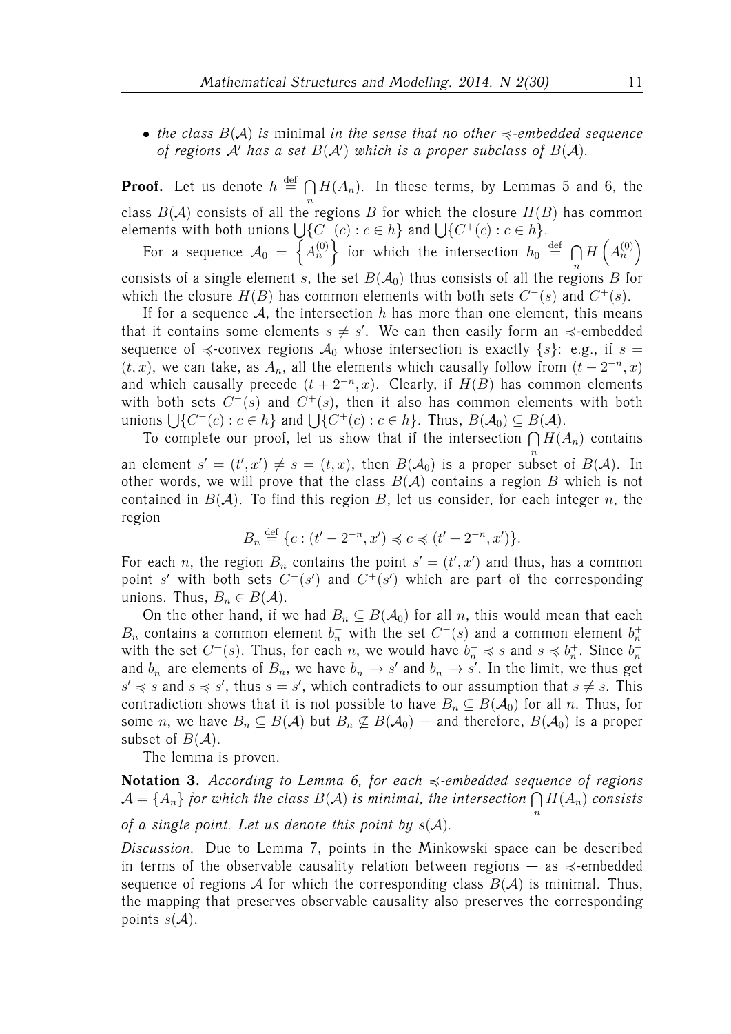- *the class $B(\mathcal{A})$ is* minimal *in the sense that no other $\preccurlyeq$-embedded sequence of regions $\mathcal{A}'$ has a set $B(\mathcal{A}')$ which is a proper subclass of $B(\mathcal{A})$.*

**Proof.** Let us denote $h \stackrel{\text{def}}{=} \bigcap\limits_n H(A_n)$. In these terms, by Lemmas 5 and 6, the class $B(\mathcal{A})$ consists of all the regions $B$ for which the closure $H(B)$ has common elements with both unions $\bigcup\{C^-(c) : c \in h\}$ and $\bigcup\{C^+(c) : c \in h\}$.

For a sequence $\mathcal{A}_0 = \left\{A_n^{(0)}\right\}$ for which the intersection $h_0 \stackrel{\text{def}}{=} \bigcap\limits_n H\left(A_n^{(0)}\right)$ consists of a single element $s$, the set $B(\mathcal{A}_0)$ thus consists of all the regions $B$ for which the closure $H(B)$ has common elements with both sets $C^-(s)$ and $C^+(s)$.

If for a sequence $\mathcal{A}$, the intersection $h$ has more than one element, this means that it contains some elements $s \neq s'$. We can then easily form an $\preccurlyeq$-embedded sequence of $\preccurlyeq$-convex regions $\mathcal{A}_0$ whose intersection is exactly $\{s\}$: e.g., if $s = (t, x)$, we can take, as $A_n$, all the elements which causally follow from $(t - 2^{-n}, x)$ and which causally precede $(t + 2^{-n}, x)$. Clearly, if $H(B)$ has common elements with both sets $C^-(s)$ and $C^+(s)$, then it also has common elements with both unions $\bigcup\{C^-(c) : c \in h\}$ and $\bigcup\{C^+(c) : c \in h\}$. Thus, $B(\mathcal{A}_0) \subseteq B(\mathcal{A})$.

To complete our proof, let us show that if the intersection $\bigcap\limits_n H(A_n)$ contains an element $s' = (t', x') \neq s = (t, x)$, then $B(\mathcal{A}_0)$ is a proper subset of $B(\mathcal{A})$. In other words, we will prove that the class $B(\mathcal{A})$ contains a region $B$ which is not contained in $B(\mathcal{A})$. To find this region $B$, let us consider, for each integer $n$, the region

$$B_n \stackrel{\text{def}}{=} \{c : (t' - 2^{-n}, x') \preccurlyeq c \preccurlyeq (t' + 2^{-n}, x')\}.$$

For each $n$, the region $B_n$ contains the point $s' = (t', x')$ and thus, has a common point $s'$ with both sets $C^-(s')$ and $C^+(s')$ which are part of the corresponding unions. Thus, $B_n \in B(\mathcal{A})$.

On the other hand, if we had $B_n \subseteq B(\mathcal{A}_0)$ for all $n$, this would mean that each $B_n$ contains a common element $b_n^-$ with the set $C^-(s)$ and a common element $b_n^+$ with the set $C^+(s)$. Thus, for each $n$, we would have $b_n^- \preccurlyeq s$ and $s \preccurlyeq b_n^+$. Since $b_n^-$ and $b_n^+$ are elements of $B_n$, we have $b_n^- \to s'$ and $b_n^+ \to s'$. In the limit, we thus get $s' \preccurlyeq s$ and $s \preccurlyeq s'$, thus $s = s'$, which contradicts to our assumption that $s \neq s$. This contradiction shows that it is not possible to have $B_n \subseteq B(\mathcal{A}_0)$ for all $n$. Thus, for some $n$, we have $B_n \subseteq B(\mathcal{A})$ but $B_n \not\subseteq B(\mathcal{A}_0)$ — and therefore, $B(\mathcal{A}_0)$ is a proper subset of $B(\mathcal{A})$.

The lemma is proven.

**Notation 3.** *According to Lemma 6, for each $\preccurlyeq$-embedded sequence of regions $\mathcal{A} = \{A_n\}$ for which the class $B(\mathcal{A})$ is minimal, the intersection $\bigcap\limits_n H(A_n)$ consists of a single point. Let us denote this point by $s(\mathcal{A})$.*

*Discussion.* Due to Lemma 7, points in the Minkowski space can be described in terms of the observable causality relation between regions — as $\preccurlyeq$-embedded sequence of regions $\mathcal{A}$ for which the corresponding class $B(\mathcal{A})$ is minimal. Thus, the mapping that preserves observable causality also preserves the corresponding points $s(\mathcal{A})$.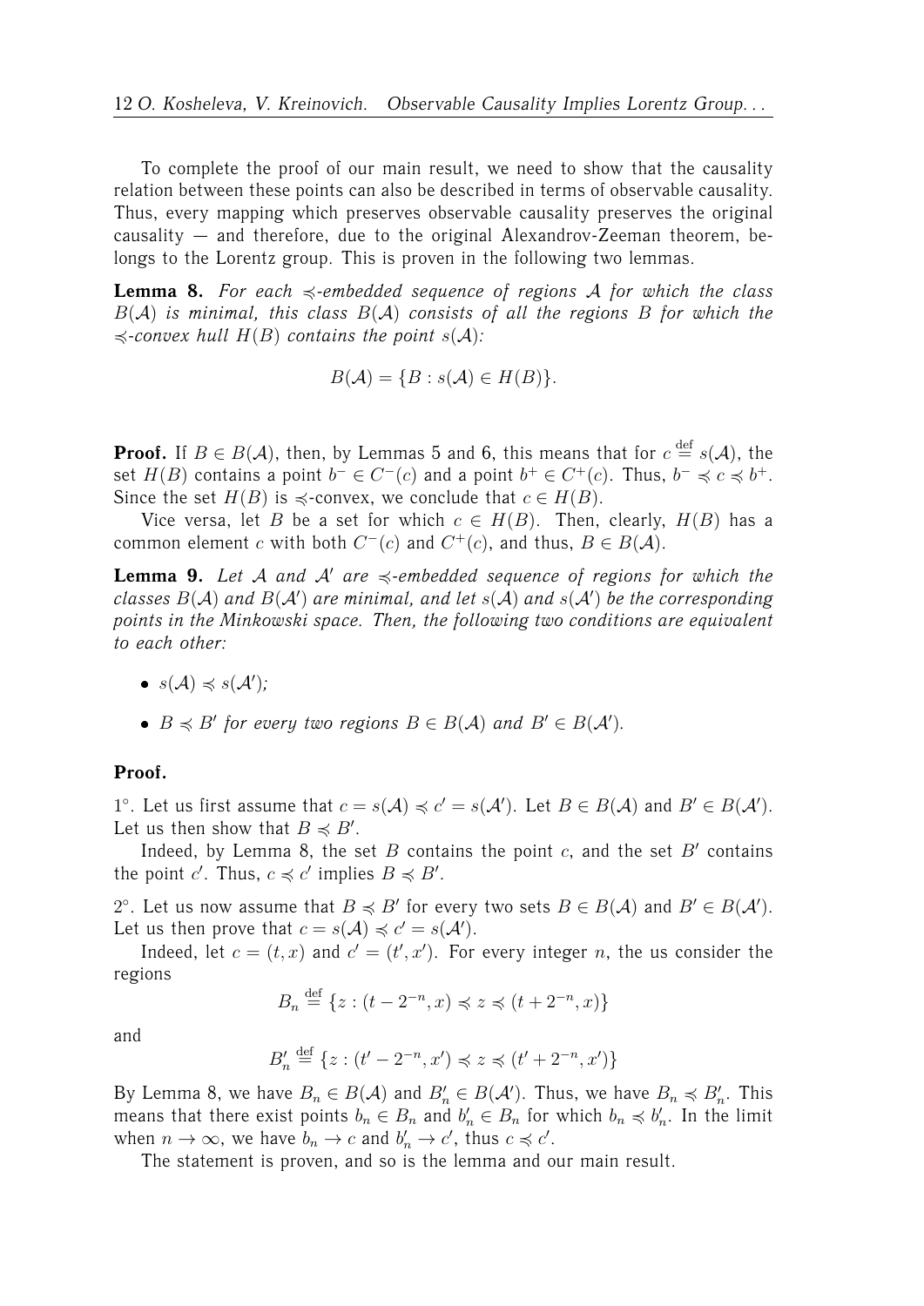To complete the proof of our main result, we need to show that the causality relation between these points can also be described in terms of observable causality. Thus, every mapping which preserves observable causality preserves the original causality — and therefore, due to the original Alexandrov-Zeeman theorem, belongs to the Lorentz group. This is proven in the following two lemmas.

**Lemma 8.** *For each $\preccurlyeq$-embedded sequence of regions $\mathcal{A}$ for which the class $B(\mathcal{A})$ is minimal, this class $B(\mathcal{A})$ consists of all the regions $B$ for which the $\preccurlyeq$-convex hull $H(B)$ contains the point $s(\mathcal{A})$:*

$$B(\mathcal{A}) = \{B : s(\mathcal{A}) \in H(B)\}.$$

**Proof.** If $B \in B(\mathcal{A})$, then, by Lemmas 5 and 6, this means that for $c \stackrel{\text{def}}{=} s(\mathcal{A})$, the set $H(B)$ contains a point $b^- \in C^-(c)$ and a point $b^+ \in C^+(c)$. Thus, $b^- \preccurlyeq c \preccurlyeq b^+$. Since the set $H(B)$ is $\preccurlyeq$-convex, we conclude that $c \in H(B)$.

Vice versa, let $B$ be a set for which $c \in H(B)$. Then, clearly, $H(B)$ has a common element $c$ with both $C^-(c)$ and $C^+(c)$, and thus, $B \in B(\mathcal{A})$.

**Lemma 9.** *Let $\mathcal{A}$ and $\mathcal{A}'$ are $\preccurlyeq$-embedded sequence of regions for which the classes $B(\mathcal{A})$ and $B(\mathcal{A}')$ are minimal, and let $s(\mathcal{A})$ and $s(\mathcal{A}')$ be the corresponding points in the Minkowski space. Then, the following two conditions are equivalent to each other:*

- $s(\mathcal{A}) \preccurlyeq s(\mathcal{A}')$;
- *$B \preccurlyeq B'$ for every two regions $B \in B(\mathcal{A})$ and $B' \in B(\mathcal{A}')$.*

**Proof.**

1°. Let us first assume that $c = s(\mathcal{A}) \preccurlyeq c' = s(\mathcal{A}')$. Let $B \in B(\mathcal{A})$ and $B' \in B(\mathcal{A}')$. Let us then show that $B \preccurlyeq B'$.

Indeed, by Lemma 8, the set $B$ contains the point $c$, and the set $B'$ contains the point $c'$. Thus, $c \preccurlyeq c'$ implies $B \preccurlyeq B'$.

2°. Let us now assume that $B \preccurlyeq B'$ for every two sets $B \in B(\mathcal{A})$ and $B' \in B(\mathcal{A}')$. Let us then prove that $c = s(\mathcal{A}) \preccurlyeq c' = s(\mathcal{A}')$.

Indeed, let $c = (t, x)$ and $c' = (t', x')$. For every integer $n$, the us consider the regions

$$B_n \stackrel{\text{def}}{=} \{z : (t - 2^{-n}, x) \preccurlyeq z \preccurlyeq (t + 2^{-n}, x)\}$$

and

$$B'_n \stackrel{\text{def}}{=} \{z : (t' - 2^{-n}, x') \preccurlyeq z \preccurlyeq (t' + 2^{-n}, x')\}$$

By Lemma 8, we have $B_n \in B(\mathcal{A})$ and $B'_n \in B(\mathcal{A}')$. Thus, we have $B_n \preccurlyeq B'_n$. This means that there exist points $b_n \in B_n$ and $b'_n \in B_n$ for which $b_n \preccurlyeq b'_n$. In the limit when $n \to \infty$, we have $b_n \to c$ and $b'_n \to c'$, thus $c \preccurlyeq c'$.

The statement is proven, and so is the lemma and our main result.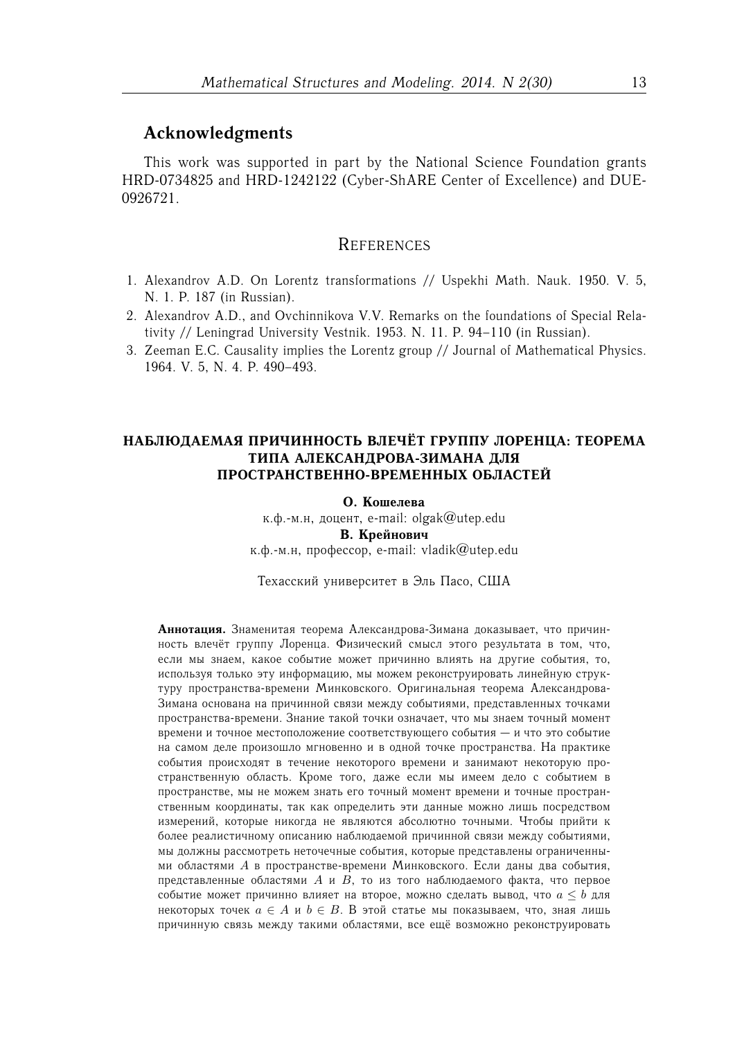## Acknowledgments

This work was supported in part by the National Science Foundation grants HRD-0734825 and HRD-1242122 (Cyber-ShARE Center of Excellence) and DUE-0926721.

## References

1. Alexandrov A.D. On Lorentz transformations // Uspekhi Math. Nauk. 1950. V. 5, N. 1. P. 187 (in Russian).
2. Alexandrov A.D., and Ovchinnikova V.V. Remarks on the foundations of Special Relativity // Leningrad University Vestnik. 1953. N. 11. P. 94–110 (in Russian).
3. Zeeman E.C. Causality implies the Lorentz group // Journal of Mathematical Physics. 1964. V. 5, N. 4. P. 490–493.

# НАБЛЮДАЕМАЯ ПРИЧИННОСТЬ ВЛЕЧЁТ ГРУППУ ЛОРЕНЦА: ТЕОРЕМА ТИПА АЛЕКСАНДРОВА-ЗИМАНА ДЛЯ ПРОСТРАНСТВЕННО-ВРЕМЕННЫХ ОБЛАСТЕЙ

**О. Кошелева**
к.ф.-м.н, доцент, e-mail: olgak@utep.edu
**В. Крейнович**
к.ф.-м.н, профессор, e-mail: vladik@utep.edu

Техасский университет в Эль Пасо, США

**Аннотация.** Знаменитая теорема Александрова-Зимана доказывает, что причинность влечёт группу Лоренца. Физический смысл этого результата в том, что, если мы знаем, какое событие может причинно влиять на другие события, то, используя только эту информацию, мы можем реконструировать линейную структуру пространства-времени Минковского. Оригинальная теорема Александрова-Зимана основана на причинной связи между событиями, представленных точками пространства-времени. Знание такой точки означает, что мы знаем точный момент времени и точное местоположение соответствующего события — и что это событие на самом деле произошло мгновенно и в одной точке пространства. На практике события происходят в течение некоторого времени и занимают некоторую пространственную область. Кроме того, даже если мы имеем дело с событием в пространстве, мы не можем знать его точный момент времени и точные пространственным координаты, так как определить эти данные можно лишь посредством измерений, которые никогда не являются абсолютно точными. Чтобы прийти к более реалистичному описанию наблюдаемой причинной связи между событиями, мы должны рассмотреть неточечные события, которые представлены ограниченными областями $A$ в пространстве-времени Минковского. Если даны два события, представленные областями $A$ и $B$, то из того наблюдаемого факта, что первое событие может причинно влияет на второе, можно сделать вывод, что $a \leq b$ для некоторых точек $a \in A$ и $b \in B$. В этой статье мы показываем, что, зная лишь причинную связь между такими областями, все ещё возможно реконструировать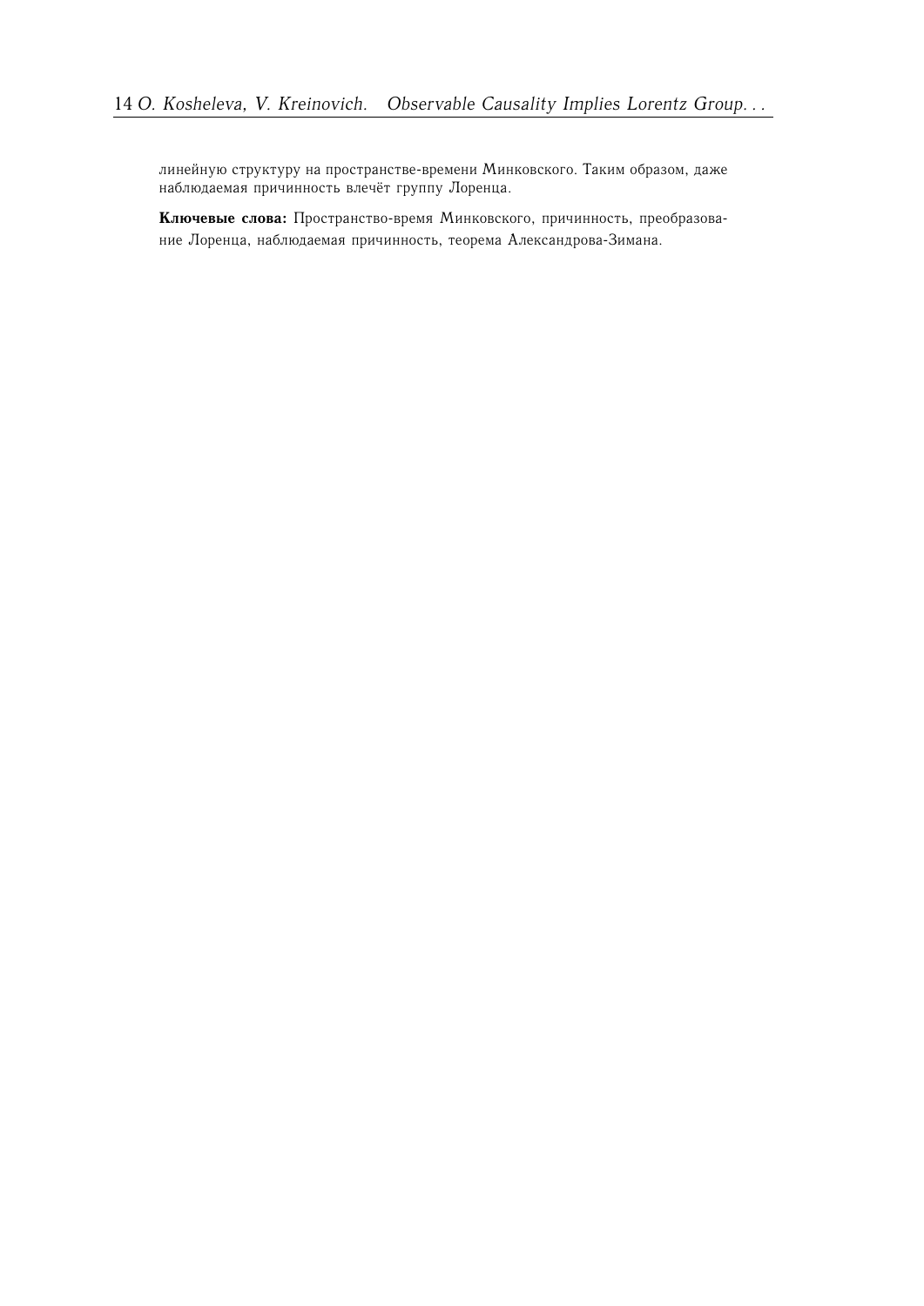линейную структуру на пространстве-времени Минковского. Таким образом, даже наблюдаемая причинность влечёт группу Лоренца.

**Ключевые слова:** Пространство-время Минковского, причинность, преобразование Лоренца, наблюдаемая причинность, теорема Александрова-Зимана.